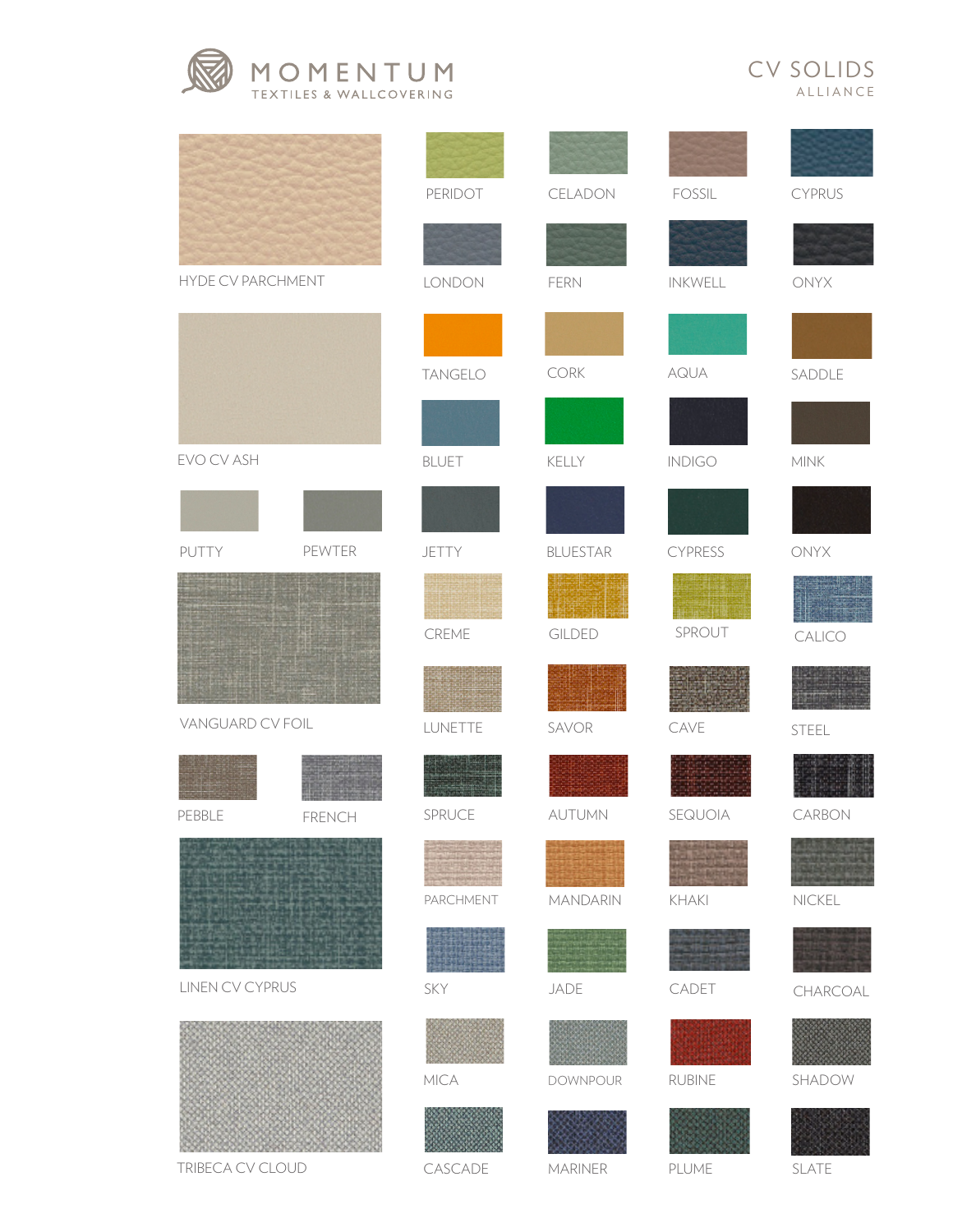MOMENTUM
TEXTILES & WALLCOVERING

# CV SOLIDS
ALLIANCE

HYDE CV PARCHMENT

EVO CV ASH

PUTTY

PEWTER

VANGUARD CV FOIL

PEBBLE

FRENCH

LINEN CV CYPRUS

TRIBECA CV CLOUD

| | | | |
|---|---|---|---|
| PERIDOT | CELADON | FOSSIL | CYPRUS |
| LONDON | FERN | INKWELL | ONYX |
| TANGELO | CORK | AQUA | SADDLE |
| BLUET | KELLY | INDIGO | MINK |
| JETTY | BLUESTAR | CYPRESS | ONYX |
| CREME | GILDED | SPROUT | CALICO |
| LUNETTE | SAVOR | CAVE | STEEL |
| SPRUCE | AUTUMN | SEQUOIA | CARBON |
| PARCHMENT | MANDARIN | KHAKI | NICKEL |
| SKY | JADE | CADET | CHARCOAL |
| MICA | DOWNPOUR | RUBINE | SHADOW |
| CASCADE | MARINER | PLUME | SLATE |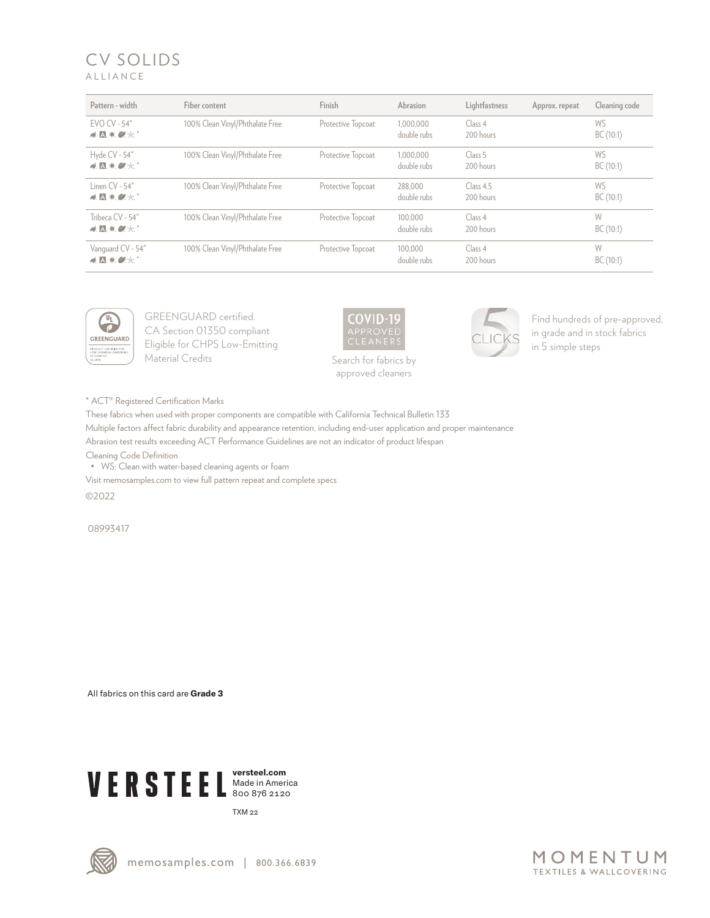# CV SOLIDS

ALLIANCE

| Pattern - width | Fiber content | Finish | Abrasion | Lightfastness | Approx. repeat | Cleaning code |
|---|---|---|---|---|---|---|
| EVO CV - 54" * | 100% Clean Vinyl/Phthalate Free | Protective Topcoat | 1,000,000 double rubs | Class 4 200 hours | | WS BC (10:1) |
| Hyde CV - 54" * | 100% Clean Vinyl/Phthalate Free | Protective Topcoat | 1,000,000 double rubs | Class 5 200 hours | | WS BC (10:1) |
| Linen CV - 54" * | 100% Clean Vinyl/Phthalate Free | Protective Topcoat | 288,000 double rubs | Class 4.5 200 hours | | WS BC (10:1) |
| Tribeca CV - 54" * | 100% Clean Vinyl/Phthalate Free | Protective Topcoat | 100,000 double rubs | Class 4 200 hours | | W BC (10:1) |
| Vanguard CV - 54" * | 100% Clean Vinyl/Phthalate Free | Protective Topcoat | 100,000 double rubs | Class 4 200 hours | | W BC (10:1) |

GREENGUARD certified. CA Section 01350 compliant Eligible for CHPS Low-Emitting Material Credits

COVID-19 APPROVED CLEANERS

Search for fabrics by approved cleaners

5 CLICKS

Find hundreds of pre-approved, in grade and in stock fabrics in 5 simple steps

* ACT® Registered Certification Marks

These fabrics when used with proper components are compatible with California Technical Bulletin 133

Multiple factors affect fabric durability and appearance retention, including end-user application and proper maintenance

Abrasion test results exceeding ACT Performance Guidelines are not an indicator of product lifespan

Cleaning Code Definition

- WS: Clean with water-based cleaning agents or foam

Visit memosamples.com to view full pattern repeat and complete specs

©2022

08993417

All fabrics on this card are **Grade 3**

VERSTEEL **versteel.com** Made in America 800 876 2120

TXM 22

memosamples.com | 800.366.6839

MOMENTUM TEXTILES & WALLCOVERING